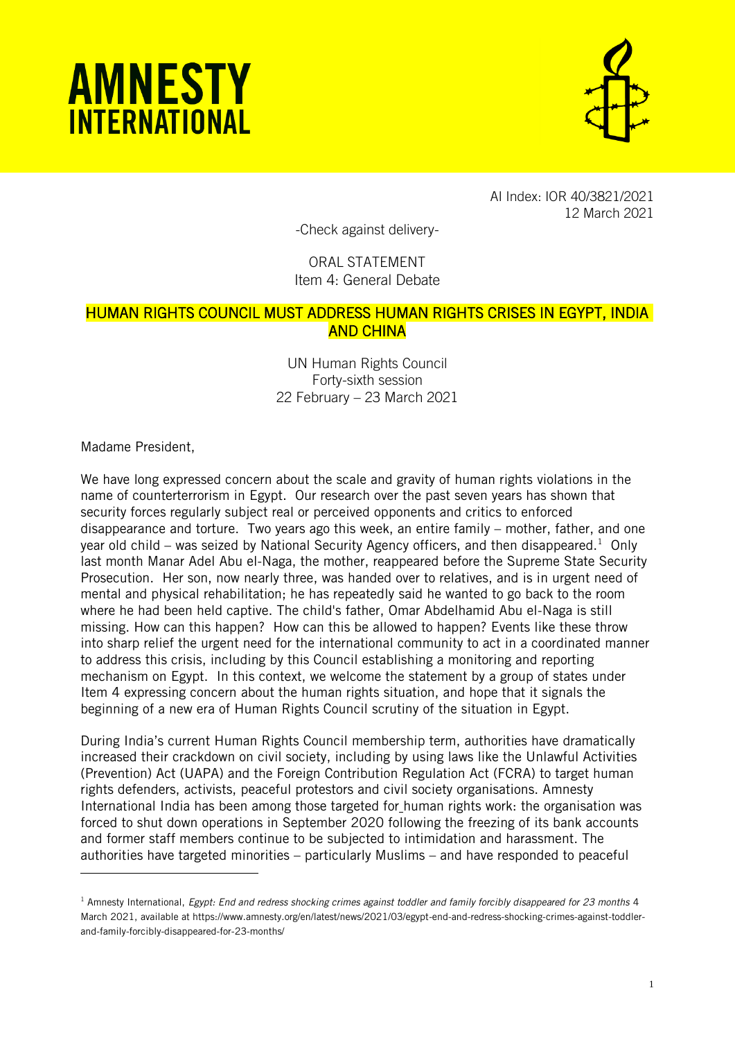# AMNESTY INTERNATIONAL

AI Index: IOR 40/3821/2021
12 March 2021

-Check against delivery-

ORAL STATEMENT
Item 4: General Debate

## HUMAN RIGHTS COUNCIL MUST ADDRESS HUMAN RIGHTS CRISES IN EGYPT, INDIA AND CHINA

UN Human Rights Council
Forty-sixth session
22 February – 23 March 2021

Madame President,

We have long expressed concern about the scale and gravity of human rights violations in the name of counterterrorism in Egypt. Our research over the past seven years has shown that security forces regularly subject real or perceived opponents and critics to enforced disappearance and torture. Two years ago this week, an entire family – mother, father, and one year old child – was seized by National Security Agency officers, and then disappeared.[1] Only last month Manar Adel Abu el-Naga, the mother, reappeared before the Supreme State Security Prosecution. Her son, now nearly three, was handed over to relatives, and is in urgent need of mental and physical rehabilitation; he has repeatedly said he wanted to go back to the room where he had been held captive. The child's father, Omar Abdelhamid Abu el-Naga is still missing. How can this happen? How can this be allowed to happen? Events like these throw into sharp relief the urgent need for the international community to act in a coordinated manner to address this crisis, including by this Council establishing a monitoring and reporting mechanism on Egypt. In this context, we welcome the statement by a group of states under Item 4 expressing concern about the human rights situation, and hope that it signals the beginning of a new era of Human Rights Council scrutiny of the situation in Egypt.

During India's current Human Rights Council membership term, authorities have dramatically increased their crackdown on civil society, including by using laws like the Unlawful Activities (Prevention) Act (UAPA) and the Foreign Contribution Regulation Act (FCRA) to target human rights defenders, activists, peaceful protestors and civil society organisations. Amnesty International India has been among those targeted for human rights work: the organisation was forced to shut down operations in September 2020 following the freezing of its bank accounts and former staff members continue to be subjected to intimidation and harassment. The authorities have targeted minorities – particularly Muslims – and have responded to peaceful

---

[1] Amnesty International, *Egypt: End and redress shocking crimes against toddler and family forcibly disappeared for 23 months* 4 March 2021, available at https://www.amnesty.org/en/latest/news/2021/03/egypt-end-and-redress-shocking-crimes-against-toddler-and-family-forcibly-disappeared-for-23-months/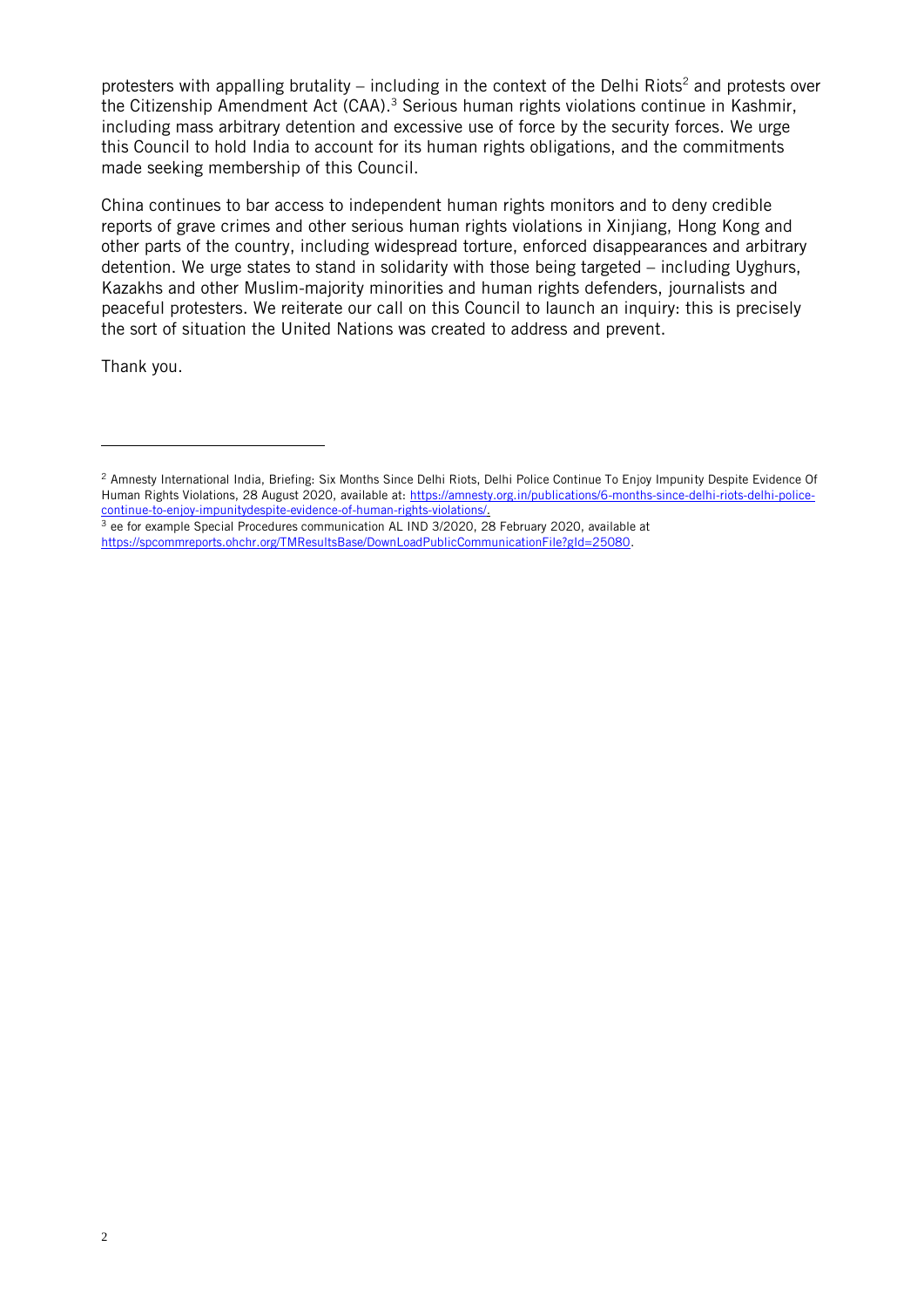protesters with appalling brutality – including in the context of the Delhi Riots[2] and protests over the Citizenship Amendment Act (CAA).[3] Serious human rights violations continue in Kashmir, including mass arbitrary detention and excessive use of force by the security forces. We urge this Council to hold India to account for its human rights obligations, and the commitments made seeking membership of this Council.

China continues to bar access to independent human rights monitors and to deny credible reports of grave crimes and other serious human rights violations in Xinjiang, Hong Kong and other parts of the country, including widespread torture, enforced disappearances and arbitrary detention. We urge states to stand in solidarity with those being targeted – including Uyghurs, Kazakhs and other Muslim-majority minorities and human rights defenders, journalists and peaceful protesters. We reiterate our call on this Council to launch an inquiry: this is precisely the sort of situation the United Nations was created to address and prevent.

Thank you.

---

[2] Amnesty International India, Briefing: Six Months Since Delhi Riots, Delhi Police Continue To Enjoy Impunity Despite Evidence Of Human Rights Violations, 28 August 2020, available at: https://amnesty.org.in/publications/6-months-since-delhi-riots-delhi-police-continue-to-enjoy-impunitydespite-evidence-of-human-rights-violations/.

[3] ee for example Special Procedures communication AL IND 3/2020, 28 February 2020, available at https://spcommreports.ohchr.org/TMResultsBase/DownLoadPublicCommunicationFile?gId=25080.